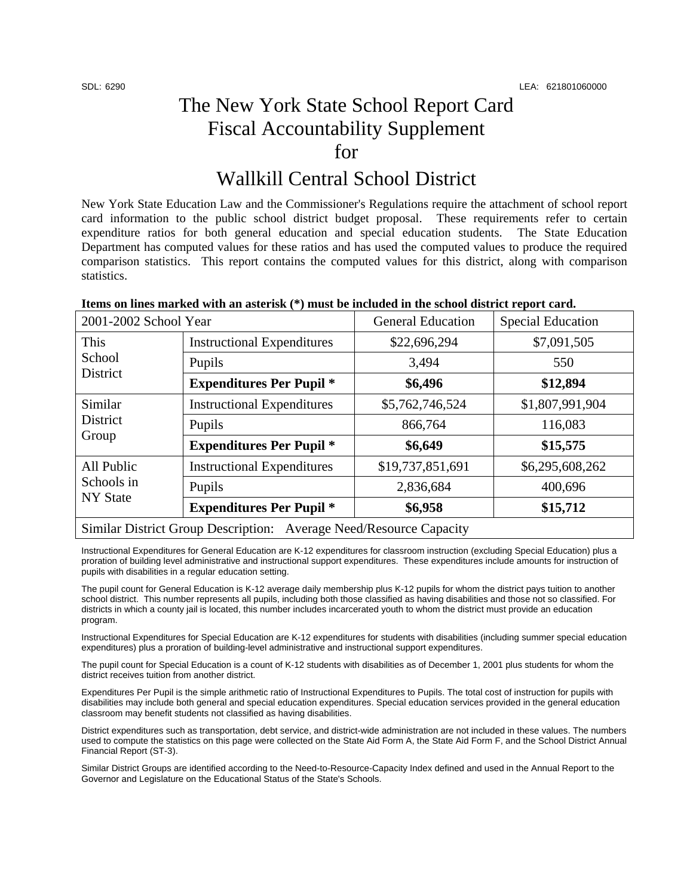SDL: 6290 LEA: 621801060000

# The New York State School Report Card Fiscal Accountability Supplement for Wallkill Central School District

New York State Education Law and the Commissioner's Regulations require the attachment of school report card information to the public school district budget proposal. These requirements refer to certain expenditure ratios for both general education and special education students. The State Education Department has computed values for these ratios and has used the computed values to produce the required comparison statistics. This report contains the computed values for this district, along with comparison statistics.

**Items on lines marked with an asterisk (*) must be included in the school district report card.**

| 2001-2002 School Year | | General Education | Special Education |
|---|---|---|---|
| This School District | Instructional Expenditures | $22,696,294 | $7,091,505 |
| | Pupils | 3,494 | 550 |
| | **Expenditures Per Pupil *** | **$6,496** | **$12,894** |
| Similar District Group | Instructional Expenditures | $5,762,746,524 | $1,807,991,904 |
| | Pupils | 866,764 | 116,083 |
| | **Expenditures Per Pupil *** | **$6,649** | **$15,575** |
| All Public Schools in NY State | Instructional Expenditures | $19,737,851,691 | $6,295,608,262 |
| | Pupils | 2,836,684 | 400,696 |
| | **Expenditures Per Pupil *** | **$6,958** | **$15,712** |
| Similar District Group Description: Average Need/Resource Capacity | | | |

Instructional Expenditures for General Education are K-12 expenditures for classroom instruction (excluding Special Education) plus a proration of building level administrative and instructional support expenditures. These expenditures include amounts for instruction of pupils with disabilities in a regular education setting.

The pupil count for General Education is K-12 average daily membership plus K-12 pupils for whom the district pays tuition to another school district. This number represents all pupils, including both those classified as having disabilities and those not so classified. For districts in which a county jail is located, this number includes incarcerated youth to whom the district must provide an education program.

Instructional Expenditures for Special Education are K-12 expenditures for students with disabilities (including summer special education expenditures) plus a proration of building-level administrative and instructional support expenditures.

The pupil count for Special Education is a count of K-12 students with disabilities as of December 1, 2001 plus students for whom the district receives tuition from another district.

Expenditures Per Pupil is the simple arithmetic ratio of Instructional Expenditures to Pupils. The total cost of instruction for pupils with disabilities may include both general and special education expenditures. Special education services provided in the general education classroom may benefit students not classified as having disabilities.

District expenditures such as transportation, debt service, and district-wide administration are not included in these values. The numbers used to compute the statistics on this page were collected on the State Aid Form A, the State Aid Form F, and the School District Annual Financial Report (ST-3).

Similar District Groups are identified according to the Need-to-Resource-Capacity Index defined and used in the Annual Report to the Governor and Legislature on the Educational Status of the State's Schools.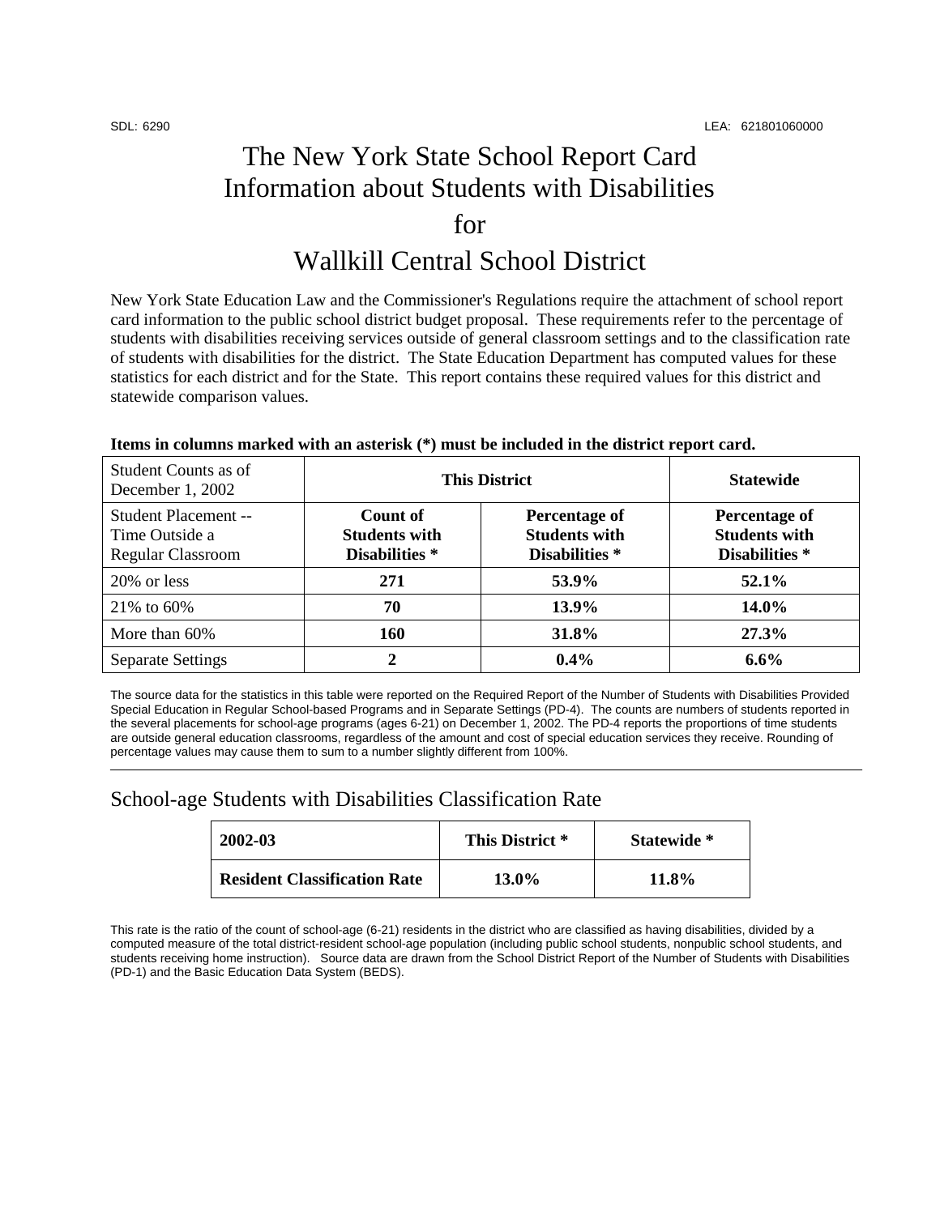SDL: 6290 LEA: 621801060000

# The New York State School Report Card
# Information about Students with Disabilities
# for
# Wallkill Central School District

New York State Education Law and the Commissioner's Regulations require the attachment of school report card information to the public school district budget proposal. These requirements refer to the percentage of students with disabilities receiving services outside of general classroom settings and to the classification rate of students with disabilities for the district. The State Education Department has computed values for these statistics for each district and for the State. This report contains these required values for this district and statewide comparison values.

**Items in columns marked with an asterisk (*) must be included in the district report card.**

| Student Counts as of December 1, 2002 | **This District** | | **Statewide** |
|---|---|---|---|
| Student Placement -- Time Outside a Regular Classroom | **Count of Students with Disabilities *** | **Percentage of Students with Disabilities *** | **Percentage of Students with Disabilities *** |
| 20% or less | **271** | **53.9%** | **52.1%** |
| 21% to 60% | **70** | **13.9%** | **14.0%** |
| More than 60% | **160** | **31.8%** | **27.3%** |
| Separate Settings | **2** | **0.4%** | **6.6%** |

The source data for the statistics in this table were reported on the Required Report of the Number of Students with Disabilities Provided Special Education in Regular School-based Programs and in Separate Settings (PD-4). The counts are numbers of students reported in the several placements for school-age programs (ages 6-21) on December 1, 2002. The PD-4 reports the proportions of time students are outside general education classrooms, regardless of the amount and cost of special education services they receive. Rounding of percentage values may cause them to sum to a number slightly different from 100%.

## School-age Students with Disabilities Classification Rate

| **2002-03** | **This District *** | **Statewide *** |
|---|---|---|
| **Resident Classification Rate** | **13.0%** | **11.8%** |

This rate is the ratio of the count of school-age (6-21) residents in the district who are classified as having disabilities, divided by a computed measure of the total district-resident school-age population (including public school students, nonpublic school students, and students receiving home instruction). Source data are drawn from the School District Report of the Number of Students with Disabilities (PD-1) and the Basic Education Data System (BEDS).